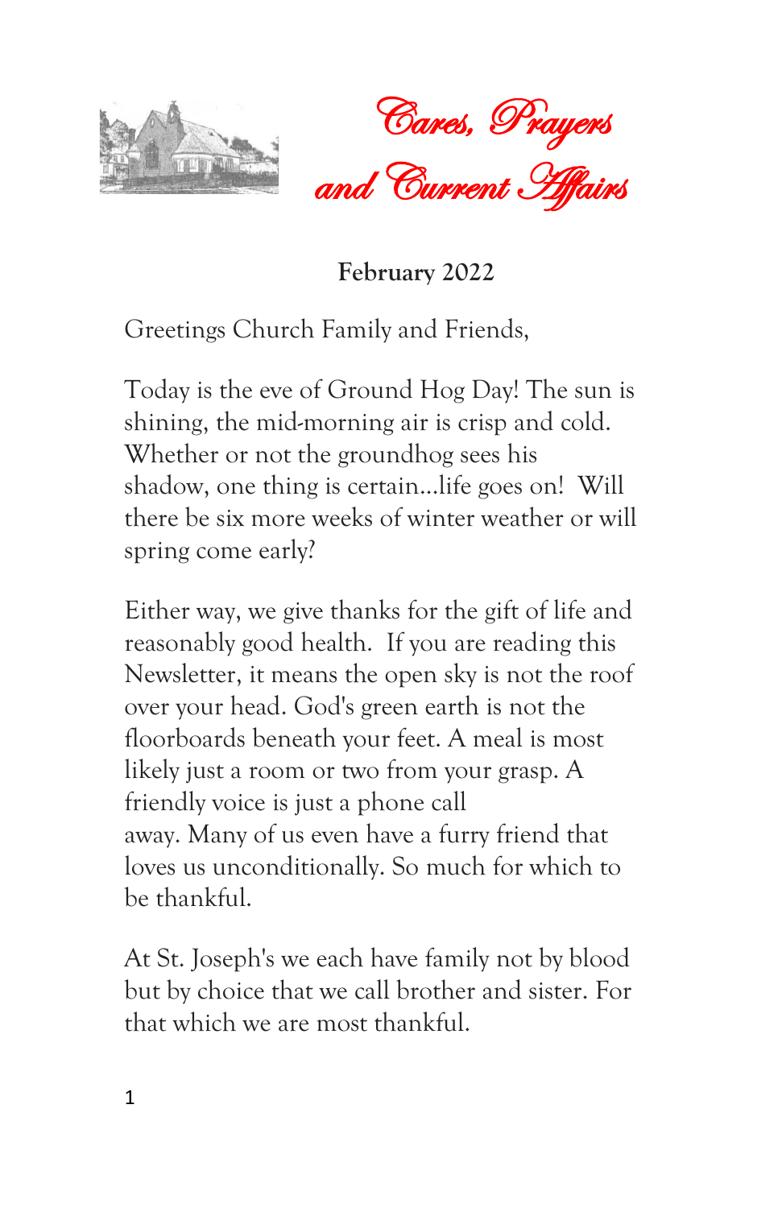# Cares, Prayers and Current Affairs

**February 2022**

Greetings Church Family and Friends,

Today is the eve of Ground Hog Day! The sun is shining, the mid-morning air is crisp and cold. Whether or not the groundhog sees his shadow, one thing is certain...life goes on! Will there be six more weeks of winter weather or will spring come early?

Either way, we give thanks for the gift of life and reasonably good health. If you are reading this Newsletter, it means the open sky is not the roof over your head. God's green earth is not the floorboards beneath your feet. A meal is most likely just a room or two from your grasp. A friendly voice is just a phone call away. Many of us even have a furry friend that loves us unconditionally. So much for which to be thankful.

At St. Joseph's we each have family not by blood but by choice that we call brother and sister. For that which we are most thankful.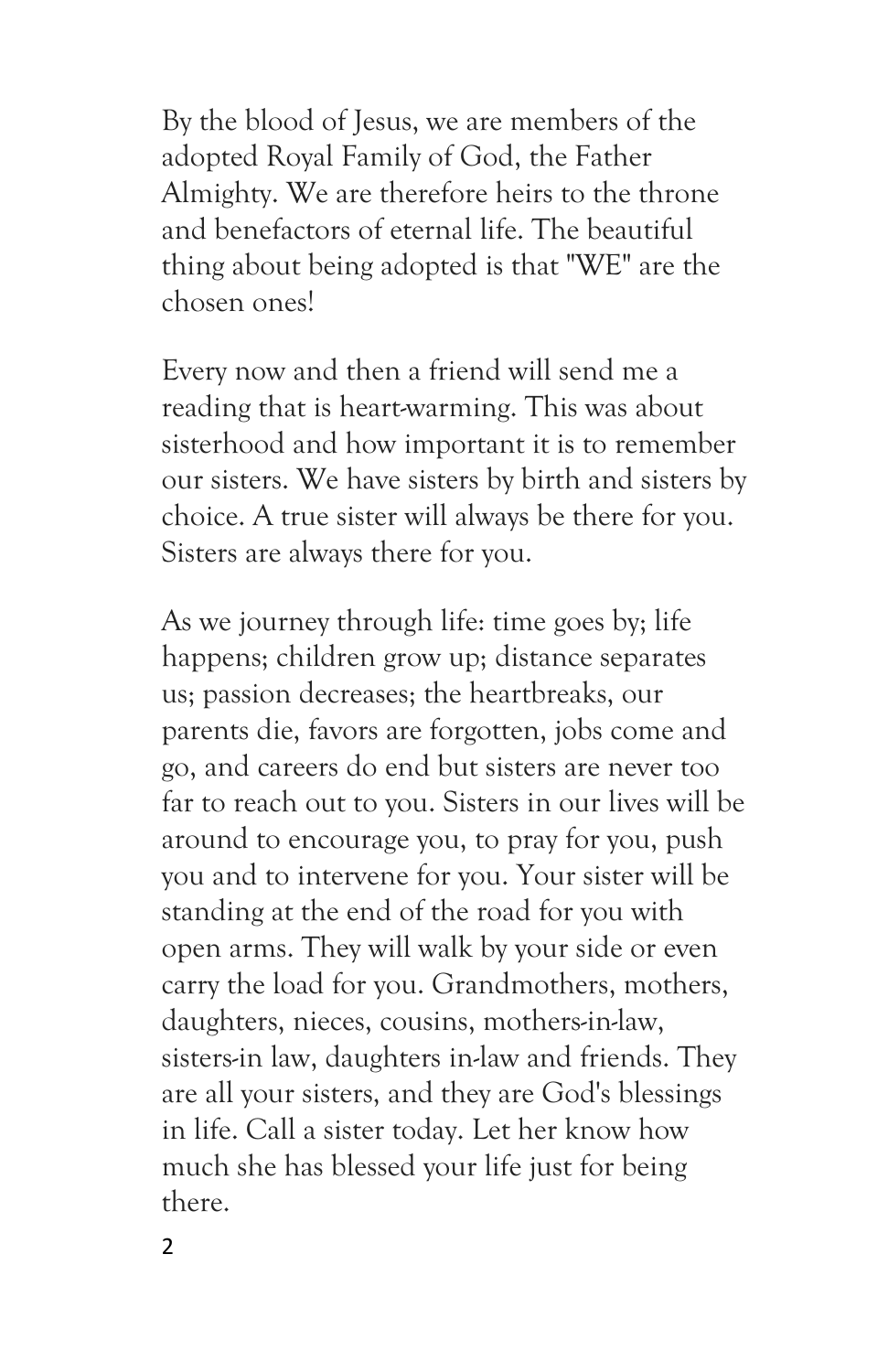By the blood of Jesus, we are members of the adopted Royal Family of God, the Father Almighty. We are therefore heirs to the throne and benefactors of eternal life. The beautiful thing about being adopted is that "WE" are the chosen ones!

Every now and then a friend will send me a reading that is heart-warming. This was about sisterhood and how important it is to remember our sisters. We have sisters by birth and sisters by choice. A true sister will always be there for you. Sisters are always there for you.

As we journey through life: time goes by; life happens; children grow up; distance separates us; passion decreases; the heartbreaks, our parents die, favors are forgotten, jobs come and go, and careers do end but sisters are never too far to reach out to you. Sisters in our lives will be around to encourage you, to pray for you, push you and to intervene for you. Your sister will be standing at the end of the road for you with open arms. They will walk by your side or even carry the load for you. Grandmothers, mothers, daughters, nieces, cousins, mothers-in-law, sisters-in law, daughters in-law and friends. They are all your sisters, and they are God's blessings in life. Call a sister today. Let her know how much she has blessed your life just for being there.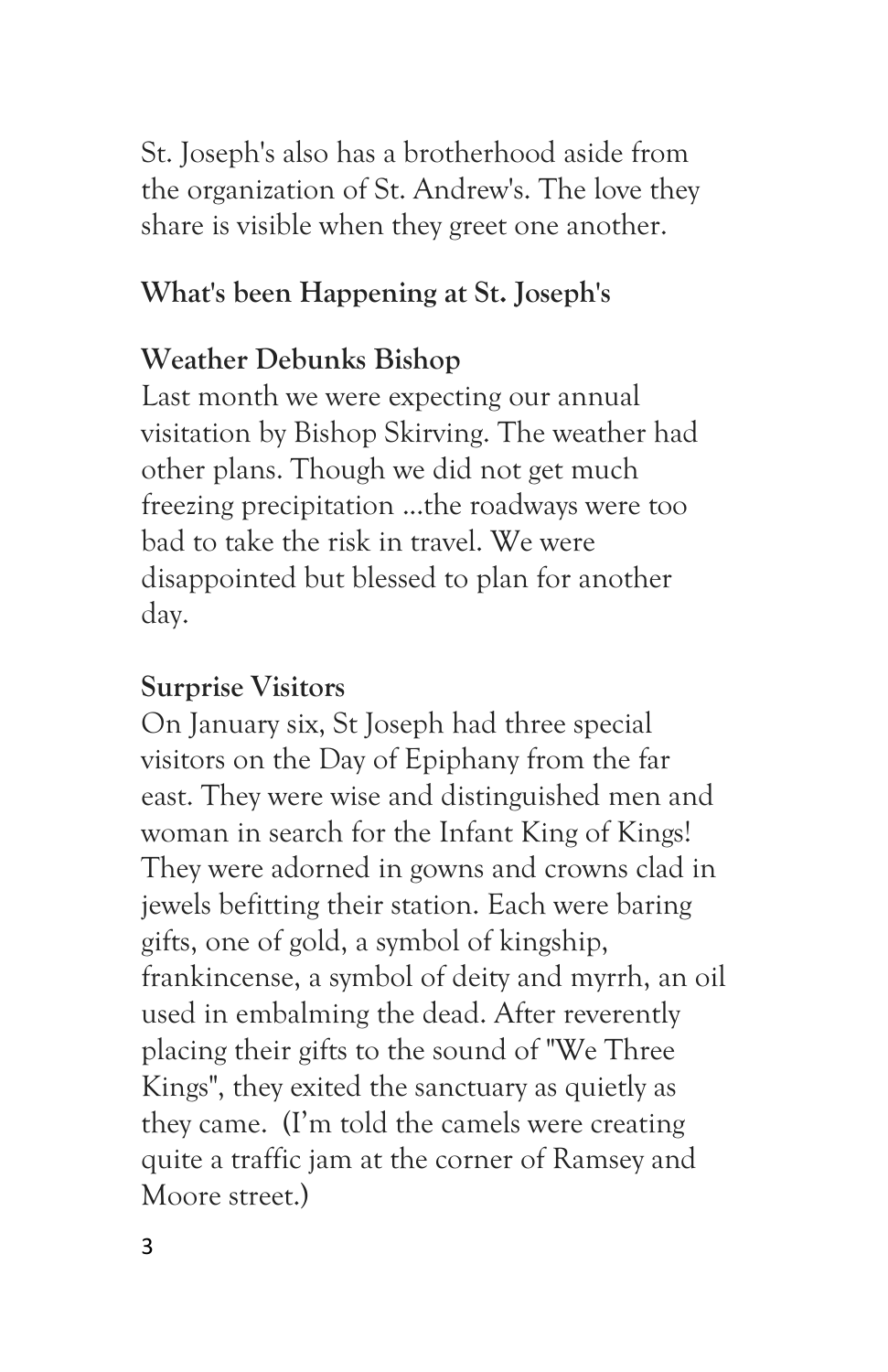St. Joseph's also has a brotherhood aside from the organization of St. Andrew's. The love they share is visible when they greet one another.

## What's been Happening at St. Joseph's

### Weather Debunks Bishop

Last month we were expecting our annual visitation by Bishop Skirving. The weather had other plans. Though we did not get much freezing precipitation …the roadways were too bad to take the risk in travel. We were disappointed but blessed to plan for another day.

### Surprise Visitors

On January six, St Joseph had three special visitors on the Day of Epiphany from the far east. They were wise and distinguished men and woman in search for the Infant King of Kings! They were adorned in gowns and crowns clad in jewels befitting their station. Each were baring gifts, one of gold, a symbol of kingship, frankincense, a symbol of deity and myrrh, an oil used in embalming the dead. After reverently placing their gifts to the sound of "We Three Kings", they exited the sanctuary as quietly as they came. (I'm told the camels were creating quite a traffic jam at the corner of Ramsey and Moore street.)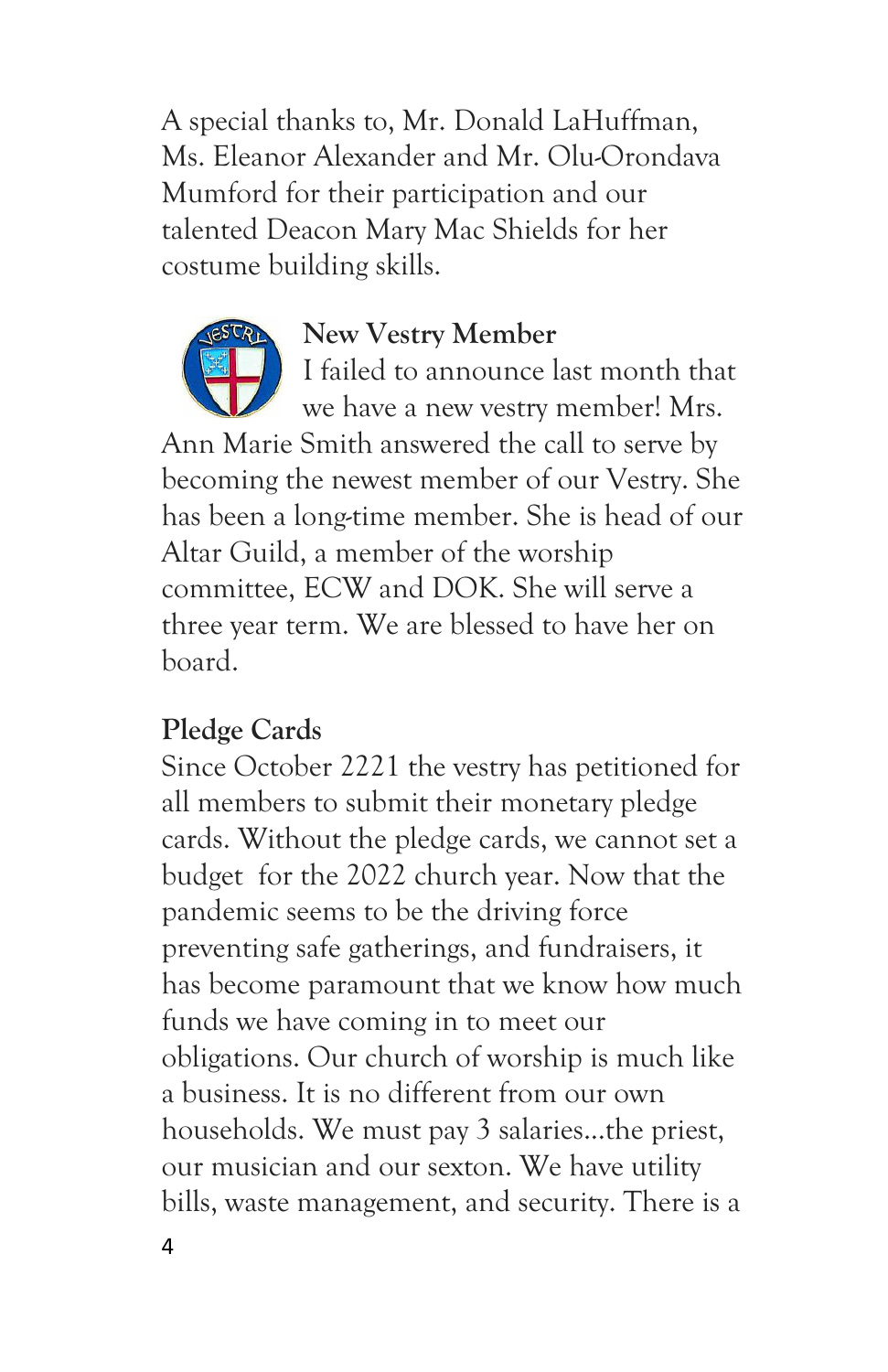A special thanks to, Mr. Donald LaHuffman, Ms. Eleanor Alexander and Mr. Olu-Orondava Mumford for their participation and our talented Deacon Mary Mac Shields for her costume building skills.

**New Vestry Member**

I failed to announce last month that we have a new vestry member! Mrs. Ann Marie Smith answered the call to serve by becoming the newest member of our Vestry. She has been a long-time member. She is head of our Altar Guild, a member of the worship committee, ECW and DOK. She will serve a three year term. We are blessed to have her on board.

**Pledge Cards**

Since October 2221 the vestry has petitioned for all members to submit their monetary pledge cards. Without the pledge cards, we cannot set a budget  for the 2022 church year. Now that the pandemic seems to be the driving force preventing safe gatherings, and fundraisers, it has become paramount that we know how much funds we have coming in to meet our obligations. Our church of worship is much like a business. It is no different from our own households. We must pay 3 salaries…the priest, our musician and our sexton. We have utility bills, waste management, and security. There is a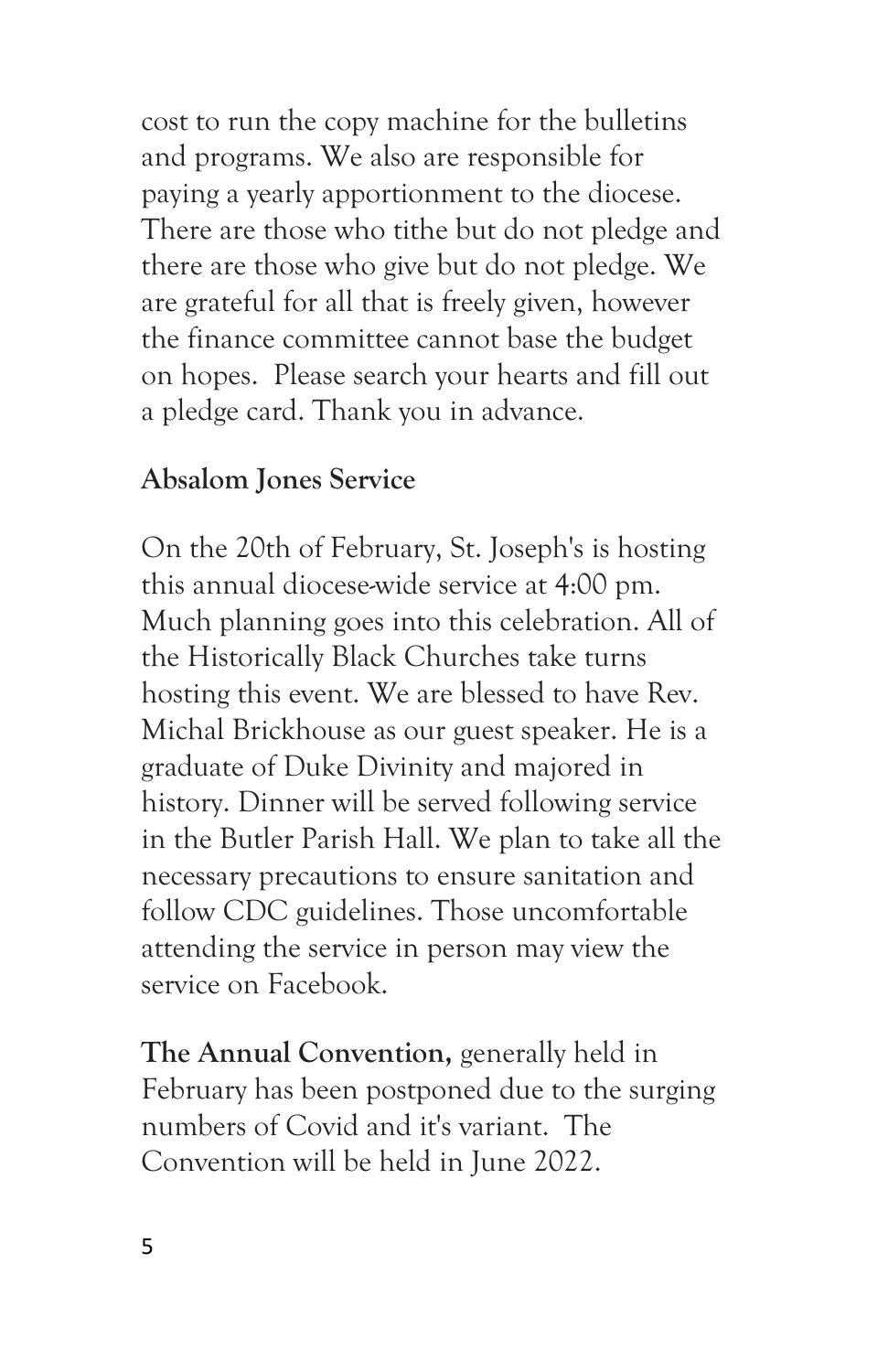cost to run the copy machine for the bulletins and programs. We also are responsible for paying a yearly apportionment to the diocese. There are those who tithe but do not pledge and there are those who give but do not pledge. We are grateful for all that is freely given, however the finance committee cannot base the budget on hopes.  Please search your hearts and fill out a pledge card. Thank you in advance.

**Absalom Jones Service**

On the 20th of February, St. Joseph's is hosting this annual diocese-wide service at 4:00 pm. Much planning goes into this celebration. All of the Historically Black Churches take turns hosting this event. We are blessed to have Rev. Michal Brickhouse as our guest speaker. He is a graduate of Duke Divinity and majored in history. Dinner will be served following service in the Butler Parish Hall. We plan to take all the necessary precautions to ensure sanitation and follow CDC guidelines. Those uncomfortable attending the service in person may view the service on Facebook.

**The Annual Convention,** generally held in February has been postponed due to the surging numbers of Covid and it's variant.  The Convention will be held in June 2022.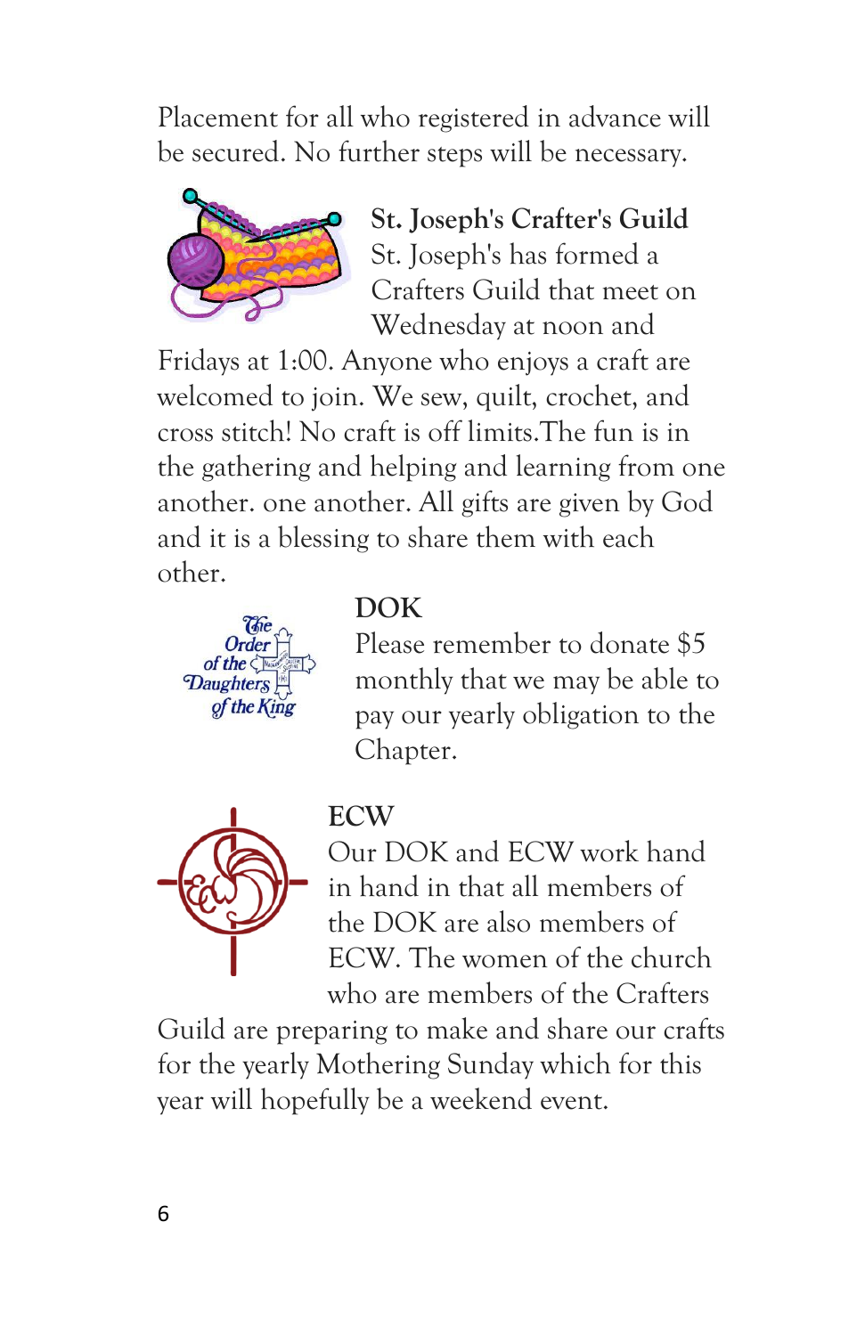Placement for all who registered in advance will be secured. No further steps will be necessary.

**St. Joseph's Crafter's Guild**

St. Joseph's has formed a Crafters Guild that meet on Wednesday at noon and Fridays at 1:00. Anyone who enjoys a craft are welcomed to join. We sew, quilt, crochet, and cross stitch! No craft is off limits.The fun is in the gathering and helping and learning from one another. one another. All gifts are given by God and it is a blessing to share them with each other.

**DOK**

Please remember to donate $5 monthly that we may be able to pay our yearly obligation to the Chapter.

**ECW**

Our DOK and ECW work hand in hand in that all members of the DOK are also members of ECW. The women of the church who are members of the Crafters Guild are preparing to make and share our crafts for the yearly Mothering Sunday which for this year will hopefully be a weekend event.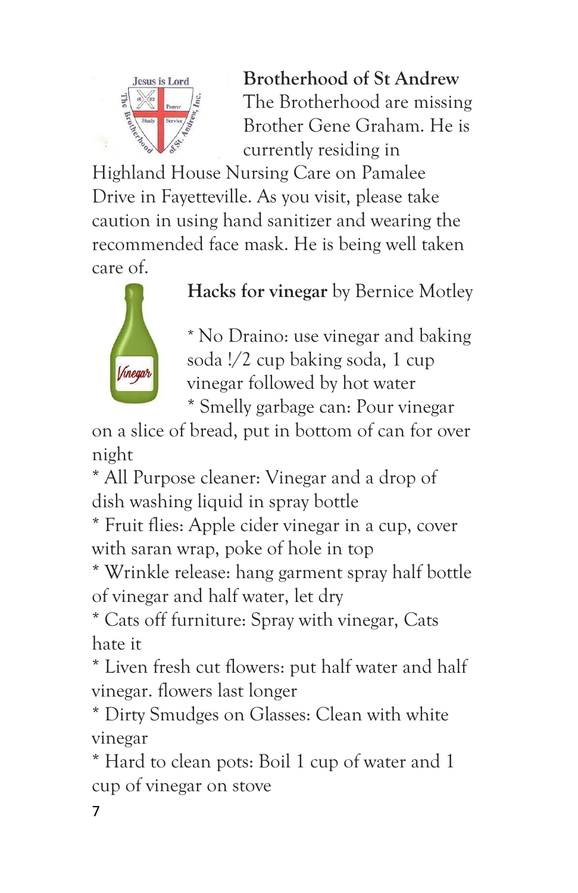**Brotherhood of St Andrew**

The Brotherhood are missing Brother Gene Graham. He is currently residing in Highland House Nursing Care on Pamalee Drive in Fayetteville. As you visit, please take caution in using hand sanitizer and wearing the recommended face mask. He is being well taken care of.

**Hacks for vinegar** by Bernice Motley

* No Draino: use vinegar and baking soda !/2 cup baking soda, 1 cup vinegar followed by hot water
* Smelly garbage can: Pour vinegar on a slice of bread, put in bottom of can for over night
* All Purpose cleaner: Vinegar and a drop of dish washing liquid in spray bottle
* Fruit flies: Apple cider vinegar in a cup, cover with saran wrap, poke of hole in top
* Wrinkle release: hang garment spray half bottle of vinegar and half water, let dry
* Cats off furniture: Spray with vinegar, Cats hate it
* Liven fresh cut flowers: put half water and half vinegar. flowers last longer
* Dirty Smudges on Glasses: Clean with white vinegar
* Hard to clean pots: Boil 1 cup of water and 1 cup of vinegar on stove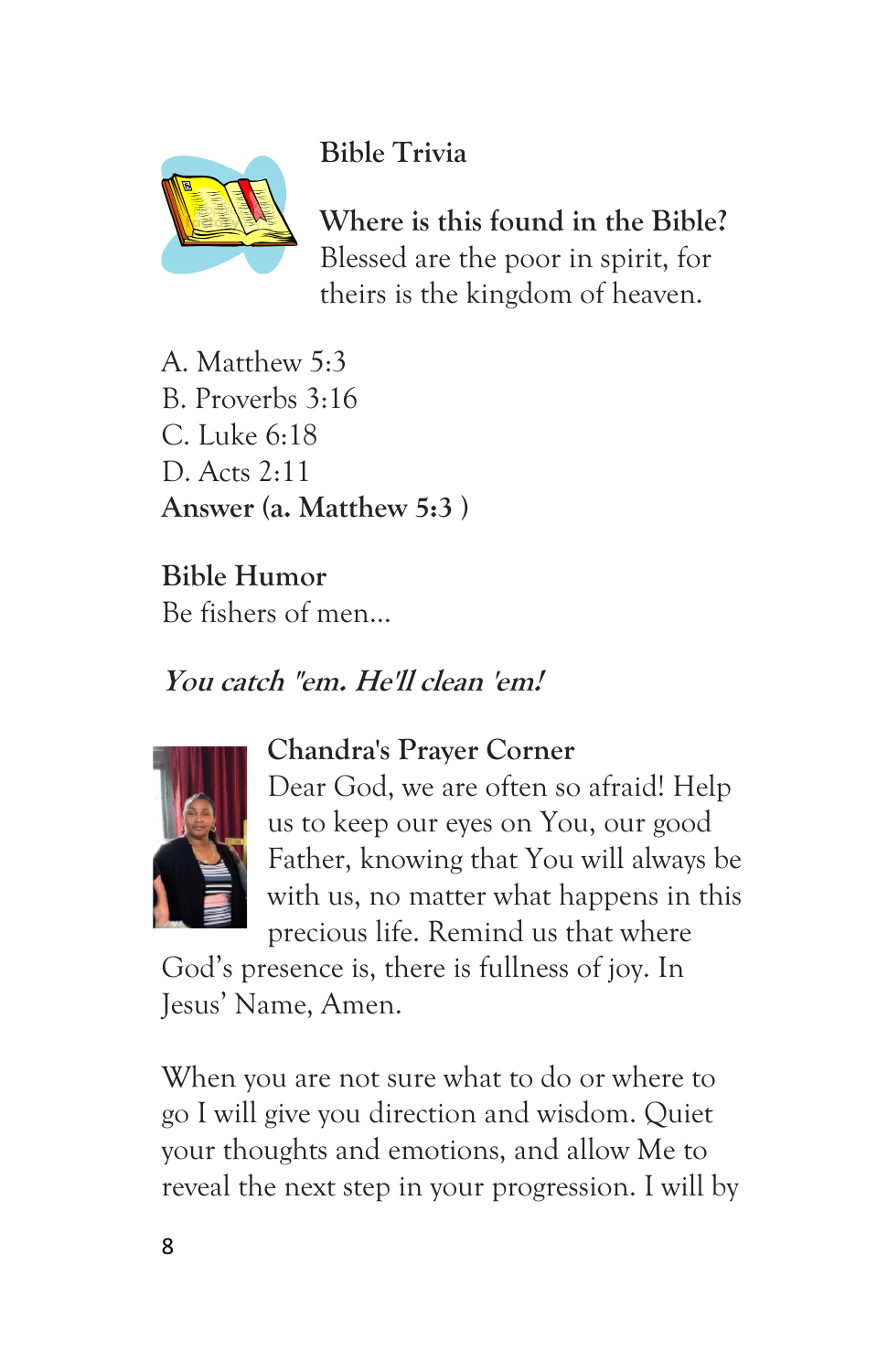## Bible Trivia

**Where is this found in the Bible?**
Blessed are the poor in spirit, for theirs is the kingdom of heaven.

A. Matthew 5:3
B. Proverbs 3:16
C. Luke 6:18
D. Acts 2:11
**Answer (a. Matthew 5:3 )**

## Bible Humor

Be fishers of men...

***You catch "em. He'll clean 'em!***

## Chandra's Prayer Corner

Dear God, we are often so afraid! Help us to keep our eyes on You, our good Father, knowing that You will always be with us, no matter what happens in this precious life. Remind us that where God's presence is, there is fullness of joy. In Jesus' Name, Amen.

When you are not sure what to do or where to go I will give you direction and wisdom. Quiet your thoughts and emotions, and allow Me to reveal the next step in your progression. I will by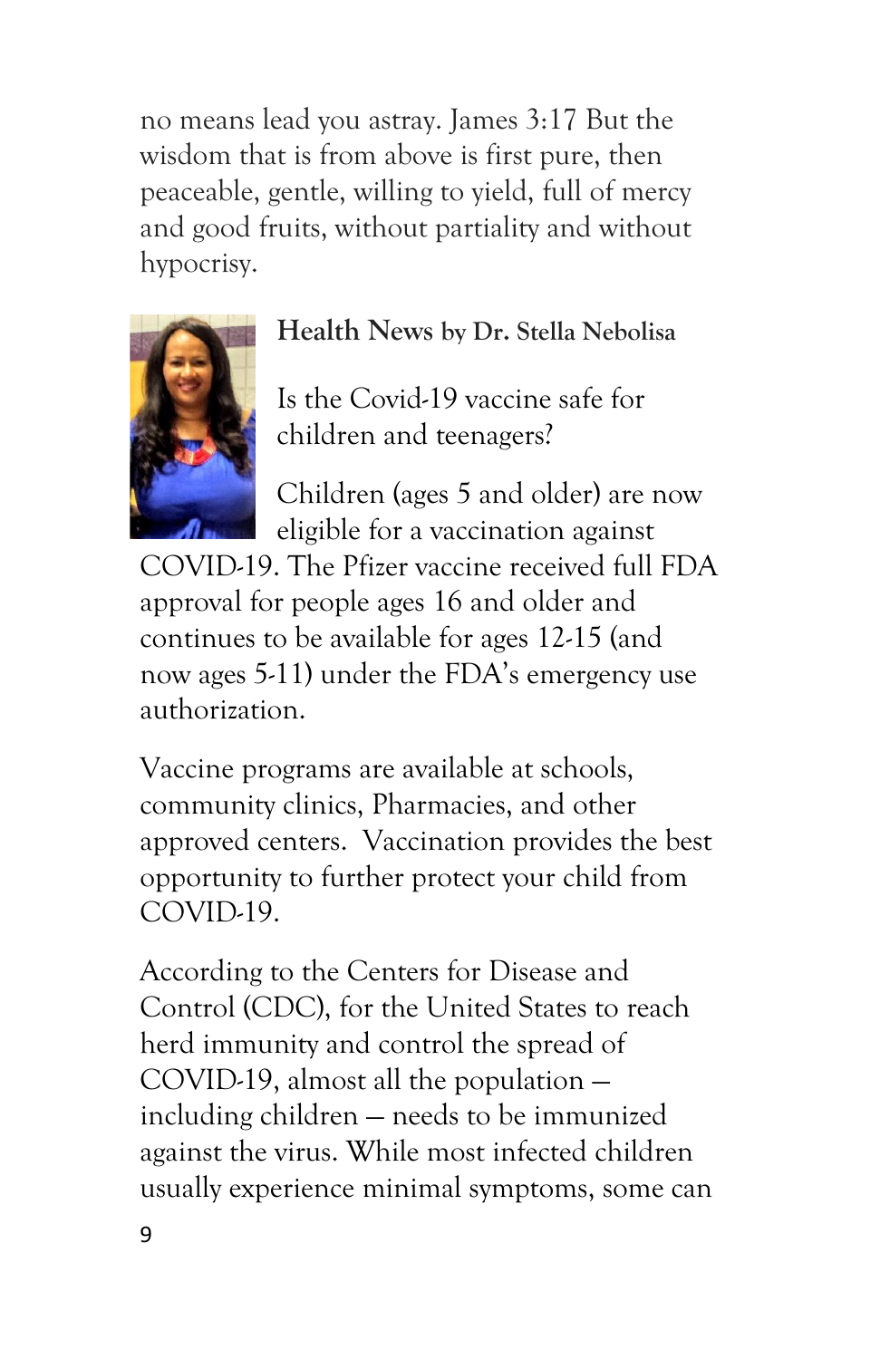no means lead you astray. James 3:17 But the wisdom that is from above is first pure, then peaceable, gentle, willing to yield, full of mercy and good fruits, without partiality and without hypocrisy.

## Health News by Dr. Stella Nebolisa

Is the Covid-19 vaccine safe for children and teenagers?

Children (ages 5 and older) are now eligible for a vaccination against COVID-19. The Pfizer vaccine received full FDA approval for people ages 16 and older and continues to be available for ages 12-15 (and now ages 5-11) under the FDA's emergency use authorization.

Vaccine programs are available at schools, community clinics, Pharmacies, and other approved centers. Vaccination provides the best opportunity to further protect your child from COVID-19.

According to the Centers for Disease and Control (CDC), for the United States to reach herd immunity and control the spread of COVID-19, almost all the population — including children — needs to be immunized against the virus. While most infected children usually experience minimal symptoms, some can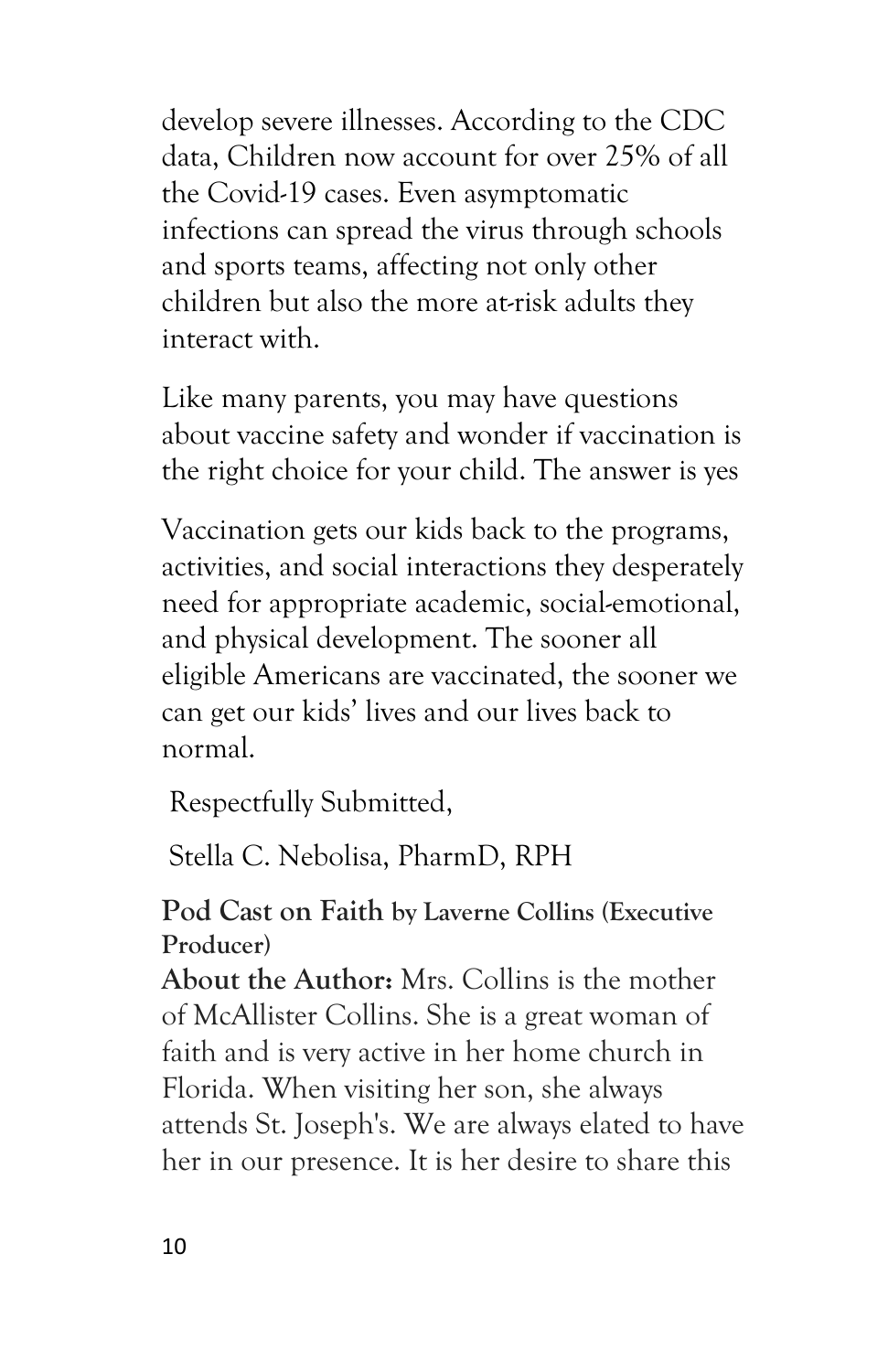develop severe illnesses. According to the CDC data, Children now account for over 25% of all the Covid-19 cases. Even asymptomatic infections can spread the virus through schools and sports teams, affecting not only other children but also the more at-risk adults they interact with.

Like many parents, you may have questions about vaccine safety and wonder if vaccination is the right choice for your child. The answer is yes

Vaccination gets our kids back to the programs, activities, and social interactions they desperately need for appropriate academic, social-emotional, and physical development. The sooner all eligible Americans are vaccinated, the sooner we can get our kids' lives and our lives back to normal.

Respectfully Submitted,

Stella C. Nebolisa, PharmD, RPH

**Pod Cast on Faith by Laverne Collins (Executive Producer)**

**About the Author:** Mrs. Collins is the mother of McAllister Collins. She is a great woman of faith and is very active in her home church in Florida. When visiting her son, she always attends St. Joseph's. We are always elated to have her in our presence. It is her desire to share this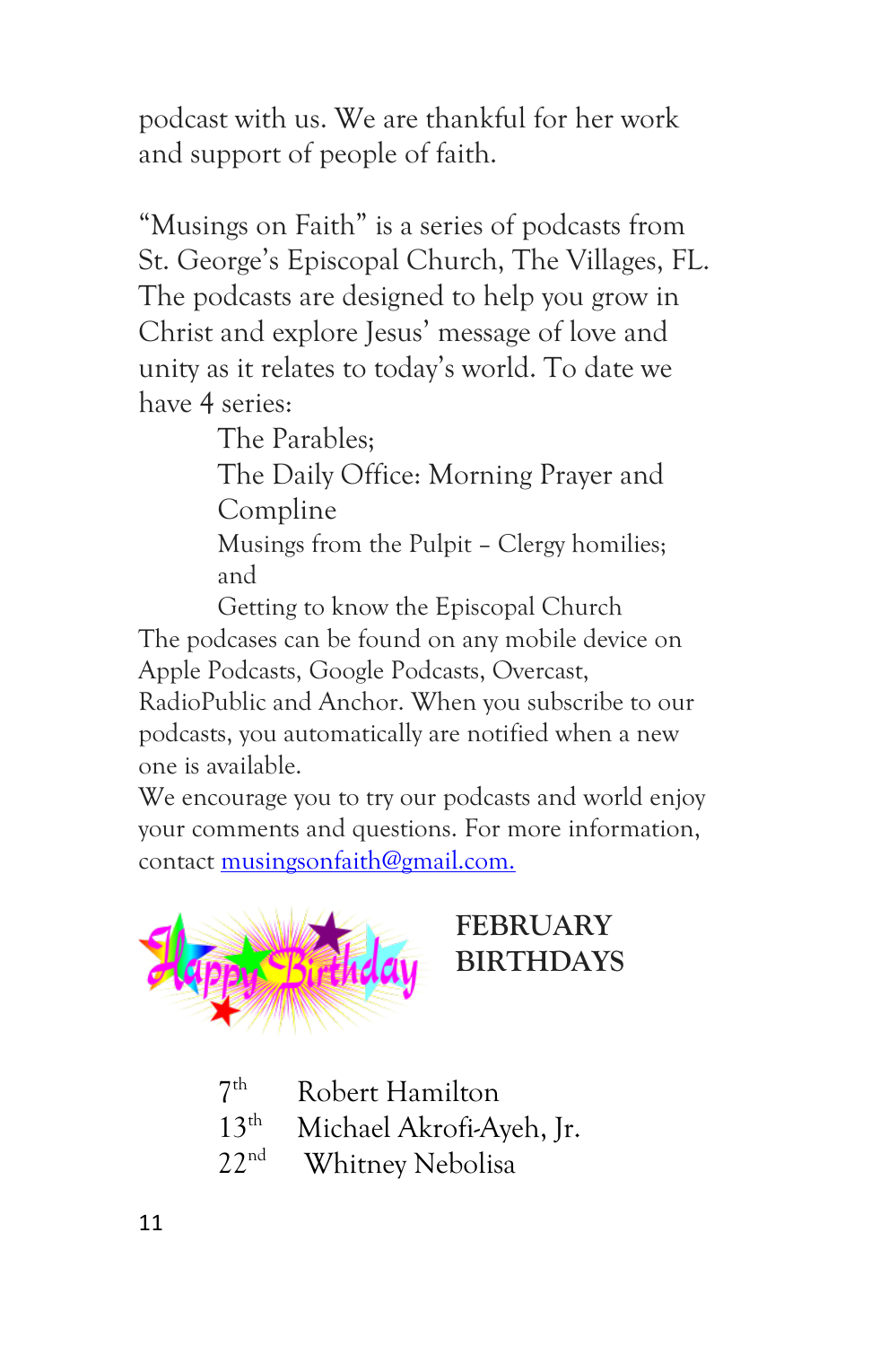podcast with us. We are thankful for her work and support of people of faith.

"Musings on Faith" is a series of podcasts from St. George's Episcopal Church, The Villages, FL. The podcasts are designed to help you grow in Christ and explore Jesus' message of love and unity as it relates to today's world. To date we have 4 series:

The Parables;

The Daily Office: Morning Prayer and Compline

Musings from the Pulpit – Clergy homilies; and

Getting to know the Episcopal Church

The podcases can be found on any mobile device on Apple Podcasts, Google Podcasts, Overcast, RadioPublic and Anchor. When you subscribe to our podcasts, you automatically are notified when a new one is available.

We encourage you to try our podcasts and world enjoy your comments and questions. For more information, contact [musingsonfaith@gmail.com.](mailto:musingsonfaith@gmail.com)

## FEBRUARY BIRTHDAYS

7th Robert Hamilton
13th Michael Akrofi-Ayeh, Jr.
22nd Whitney Nebolisa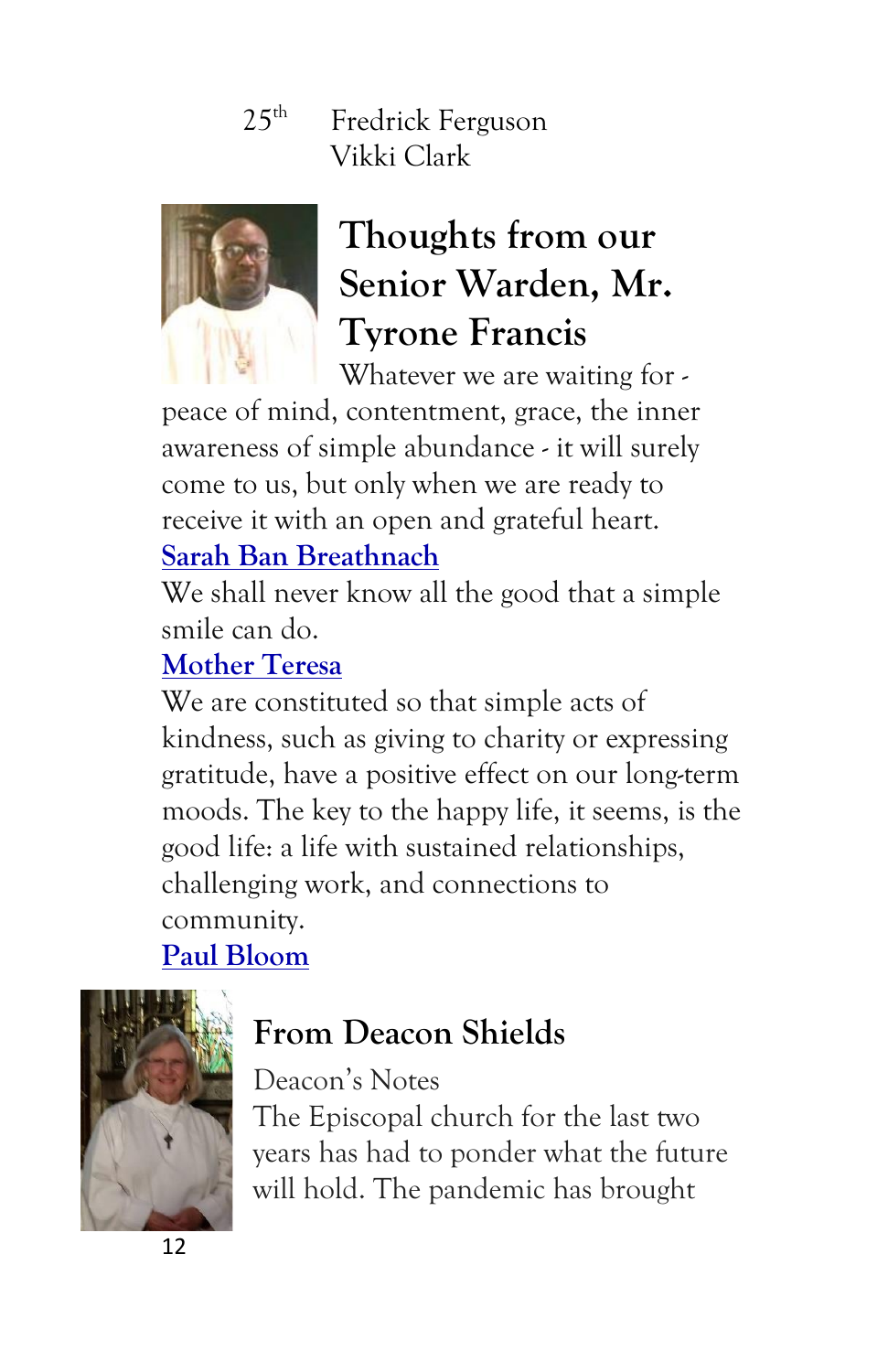25th Fredrick Ferguson
Vikki Clark

## Thoughts from our Senior Warden, Mr. Tyrone Francis

Whatever we are waiting for - peace of mind, contentment, grace, the inner awareness of simple abundance - it will surely come to us, but only when we are ready to receive it with an open and grateful heart.

Sarah Ban Breathnach

We shall never know all the good that a simple smile can do.

Mother Teresa

We are constituted so that simple acts of kindness, such as giving to charity or expressing gratitude, have a positive effect on our long-term moods. The key to the happy life, it seems, is the good life: a life with sustained relationships, challenging work, and connections to community.

Paul Bloom

## From Deacon Shields

Deacon's Notes

The Episcopal church for the last two years has had to ponder what the future will hold. The pandemic has brought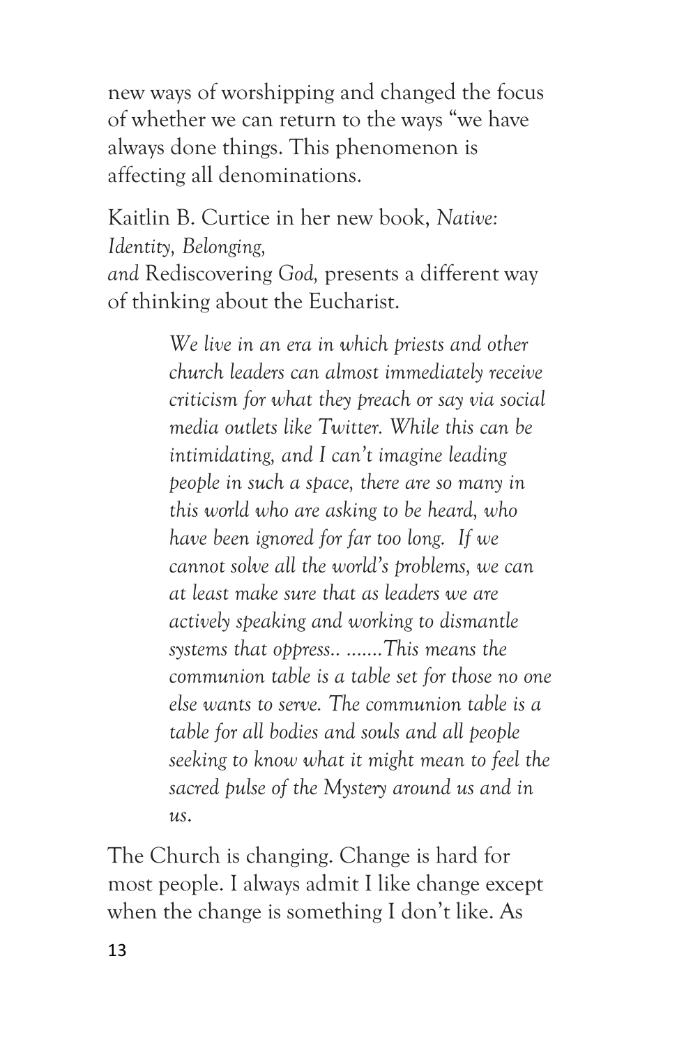new ways of worshipping and changed the focus of whether we can return to the ways "we have always done things. This phenomenon is affecting all denominations.

Kaitlin B. Curtice in her new book, *Native: Identity, Belonging, and* Rediscovering *God*, presents a different way of thinking about the Eucharist.

> *We live in an era in which priests and other church leaders can almost immediately receive criticism for what they preach or say via social media outlets like Twitter. While this can be intimidating, and I can't imagine leading people in such a space, there are so many in this world who are asking to be heard, who have been ignored for far too long. If we cannot solve all the world's problems, we can at least make sure that as leaders we are actively speaking and working to dismantle systems that oppress.. .......This means the communion table is a table set for those no one else wants to serve. The communion table is a table for all bodies and souls and all people seeking to know what it might mean to feel the sacred pulse of the Mystery around us and in us.*

The Church is changing. Change is hard for most people. I always admit I like change except when the change is something I don't like. As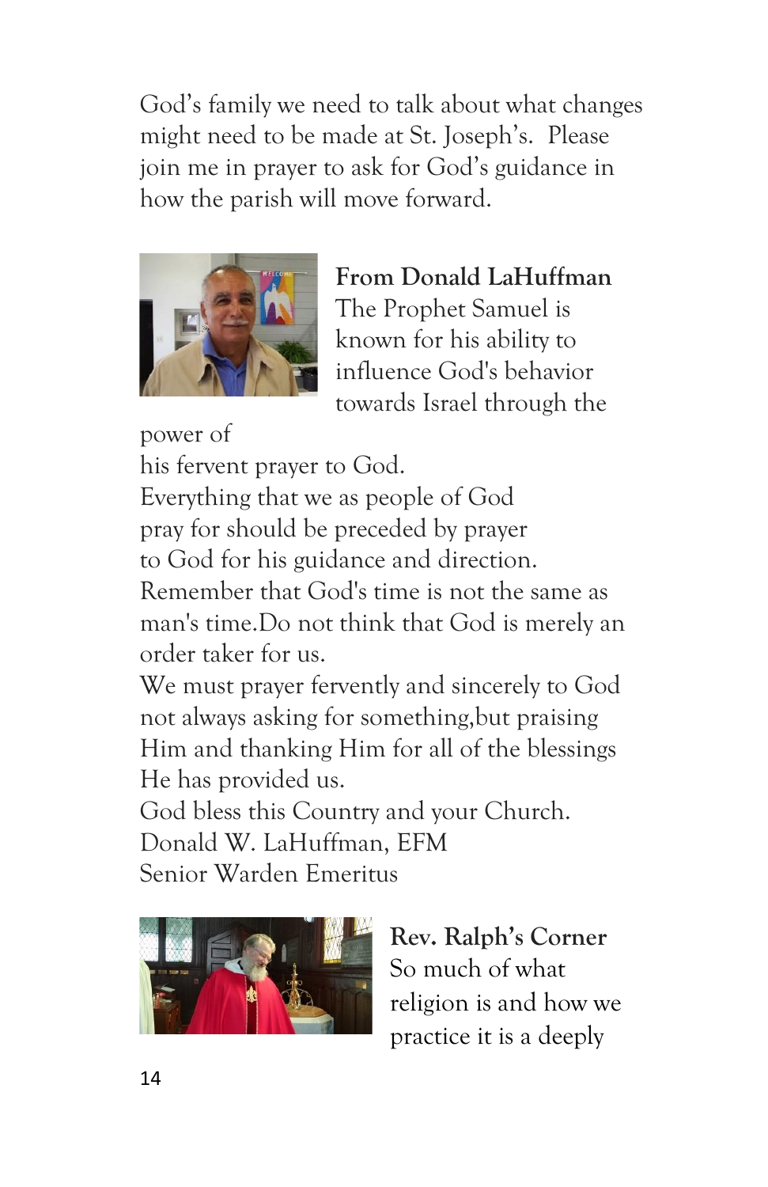God's family we need to talk about what changes might need to be made at St. Joseph's. Please join me in prayer to ask for God's guidance in how the parish will move forward.

**From Donald LaHuffman**

The Prophet Samuel is known for his ability to influence God's behavior towards Israel through the power of his fervent prayer to God.
Everything that we as people of God pray for should be preceded by prayer to God for his guidance and direction.
Remember that God's time is not the same as man's time.Do not think that God is merely an order taker for us.
We must prayer fervently and sincerely to God not always asking for something,but praising Him and thanking Him for all of the blessings He has provided us.
God bless this Country and your Church.
Donald W. LaHuffman, EFM
Senior Warden Emeritus

**Rev. Ralph's Corner**

So much of what religion is and how we practice it is a deeply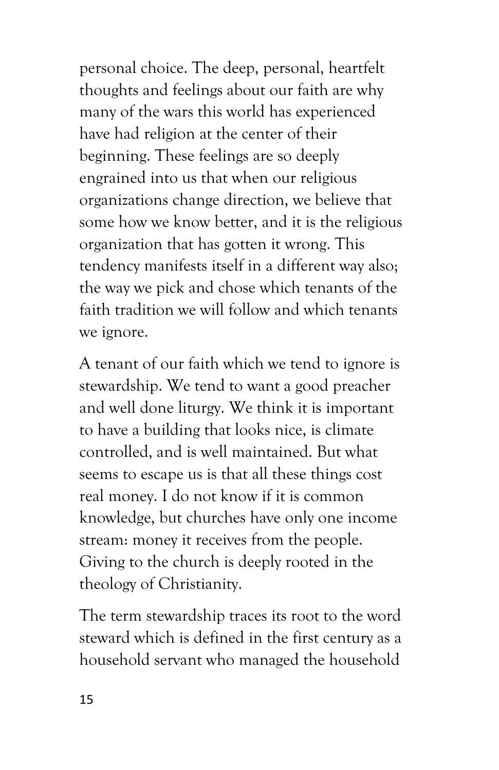personal choice. The deep, personal, heartfelt thoughts and feelings about our faith are why many of the wars this world has experienced have had religion at the center of their beginning. These feelings are so deeply engrained into us that when our religious organizations change direction, we believe that some how we know better, and it is the religious organization that has gotten it wrong. This tendency manifests itself in a different way also; the way we pick and chose which tenants of the faith tradition we will follow and which tenants we ignore.

A tenant of our faith which we tend to ignore is stewardship. We tend to want a good preacher and well done liturgy. We think it is important to have a building that looks nice, is climate controlled, and is well maintained. But what seems to escape us is that all these things cost real money. I do not know if it is common knowledge, but churches have only one income stream: money it receives from the people. Giving to the church is deeply rooted in the theology of Christianity.

The term stewardship traces its root to the word steward which is defined in the first century as a household servant who managed the household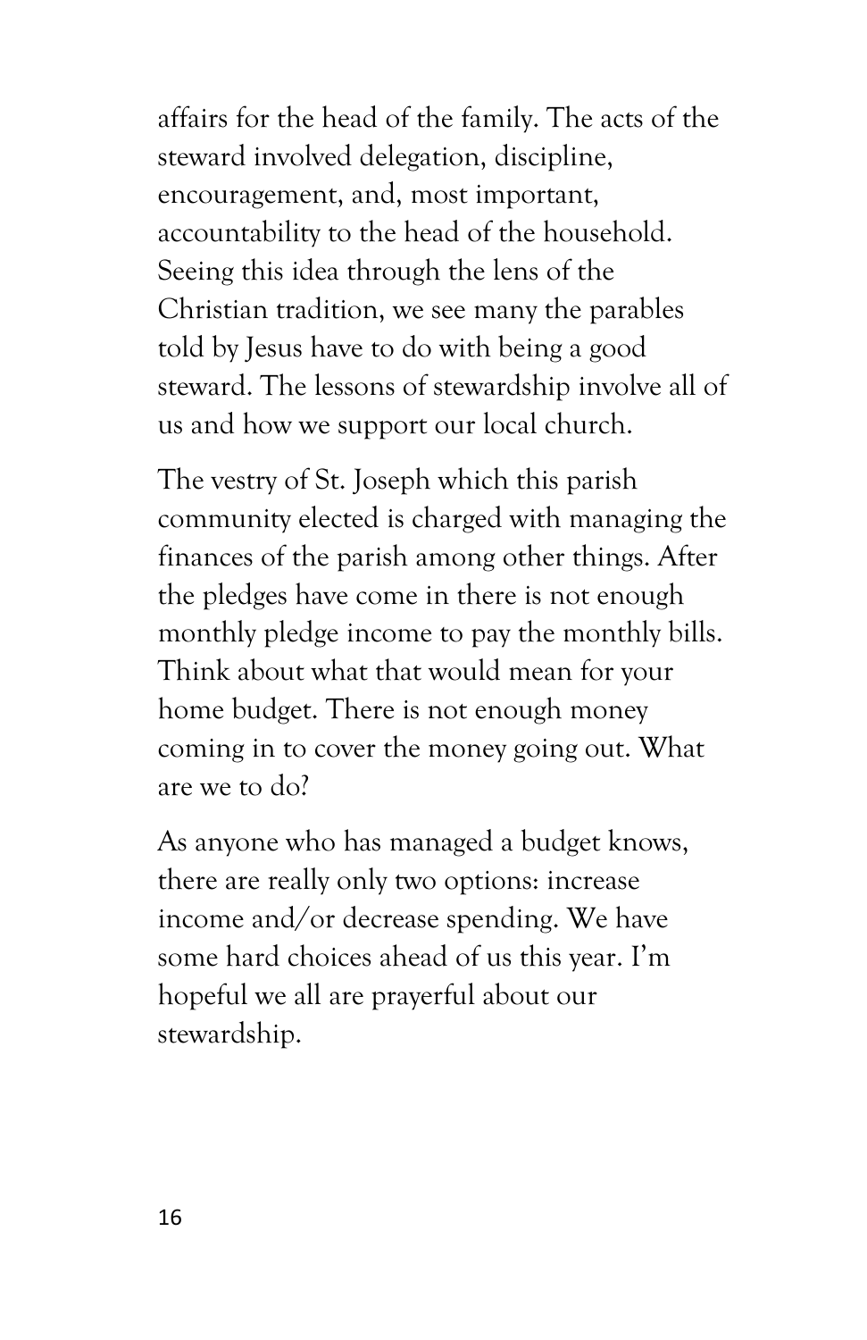affairs for the head of the family. The acts of the steward involved delegation, discipline, encouragement, and, most important, accountability to the head of the household. Seeing this idea through the lens of the Christian tradition, we see many the parables told by Jesus have to do with being a good steward. The lessons of stewardship involve all of us and how we support our local church.

The vestry of St. Joseph which this parish community elected is charged with managing the finances of the parish among other things. After the pledges have come in there is not enough monthly pledge income to pay the monthly bills. Think about what that would mean for your home budget. There is not enough money coming in to cover the money going out. What are we to do?

As anyone who has managed a budget knows, there are really only two options: increase income and/or decrease spending. We have some hard choices ahead of us this year. I'm hopeful we all are prayerful about our stewardship.